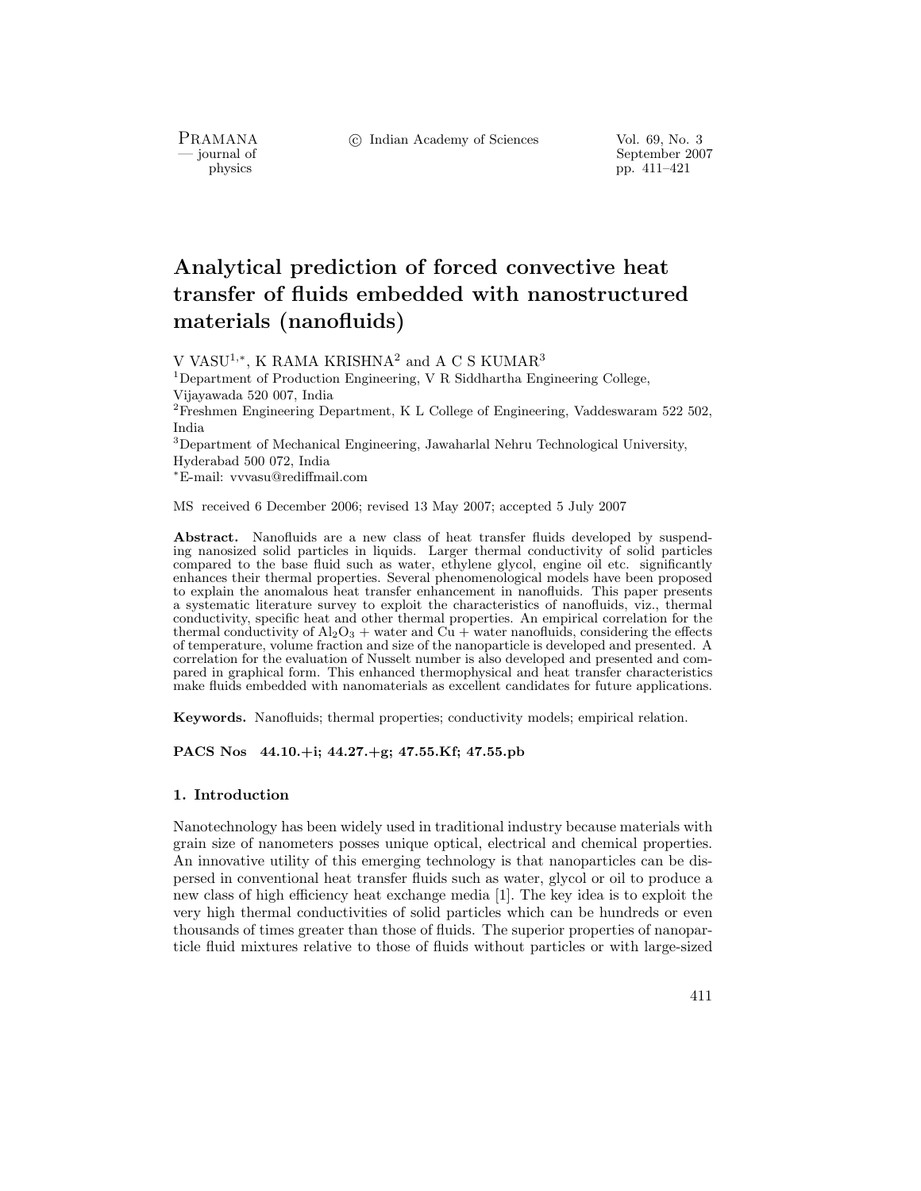# Analytical prediction of forced convective heat transfer of fluids embedded with nanostructured materials (nanofluids)

V VASU[1,*], K RAMA KRISHNA[2] and A C S KUMAR[3]

[1]Department of Production Engineering, V R Siddhartha Engineering College, Vijayawada 520 007, India

[2]Freshmen Engineering Department, K L College of Engineering, Vaddeswaram 522 502, India

[3]Department of Mechanical Engineering, Jawaharlal Nehru Technological University, Hyderabad 500 072, India

[*]E-mail: vvvasu@rediffmail.com

MS received 6 December 2006; revised 13 May 2007; accepted 5 July 2007

**Abstract.** Nanofluids are a new class of heat transfer fluids developed by suspending nanosized solid particles in liquids. Larger thermal conductivity of solid particles compared to the base fluid such as water, ethylene glycol, engine oil etc. significantly enhances their thermal properties. Several phenomenological models have been proposed to explain the anomalous heat transfer enhancement in nanofluids. This paper presents a systematic literature survey to exploit the characteristics of nanofluids, viz., thermal conductivity, specific heat and other thermal properties. An empirical correlation for the thermal conductivity of $Al_2O_3$ + water and Cu + water nanofluids, considering the effects of temperature, volume fraction and size of the nanoparticle is developed and presented. A correlation for the evaluation of Nusselt number is also developed and presented and compared in graphical form. This enhanced thermophysical and heat transfer characteristics make fluids embedded with nanomaterials as excellent candidates for future applications.

**Keywords.** Nanofluids; thermal properties; conductivity models; empirical relation.

**PACS Nos 44.10.+i; 44.27.+g; 47.55.Kf; 47.55.pb**

## 1. Introduction

Nanotechnology has been widely used in traditional industry because materials with grain size of nanometers posses unique optical, electrical and chemical properties. An innovative utility of this emerging technology is that nanoparticles can be dispersed in conventional heat transfer fluids such as water, glycol or oil to produce a new class of high efficiency heat exchange media [1]. The key idea is to exploit the very high thermal conductivities of solid particles which can be hundreds or even thousands of times greater than those of fluids. The superior properties of nanoparticle fluid mixtures relative to those of fluids without particles or with large-sized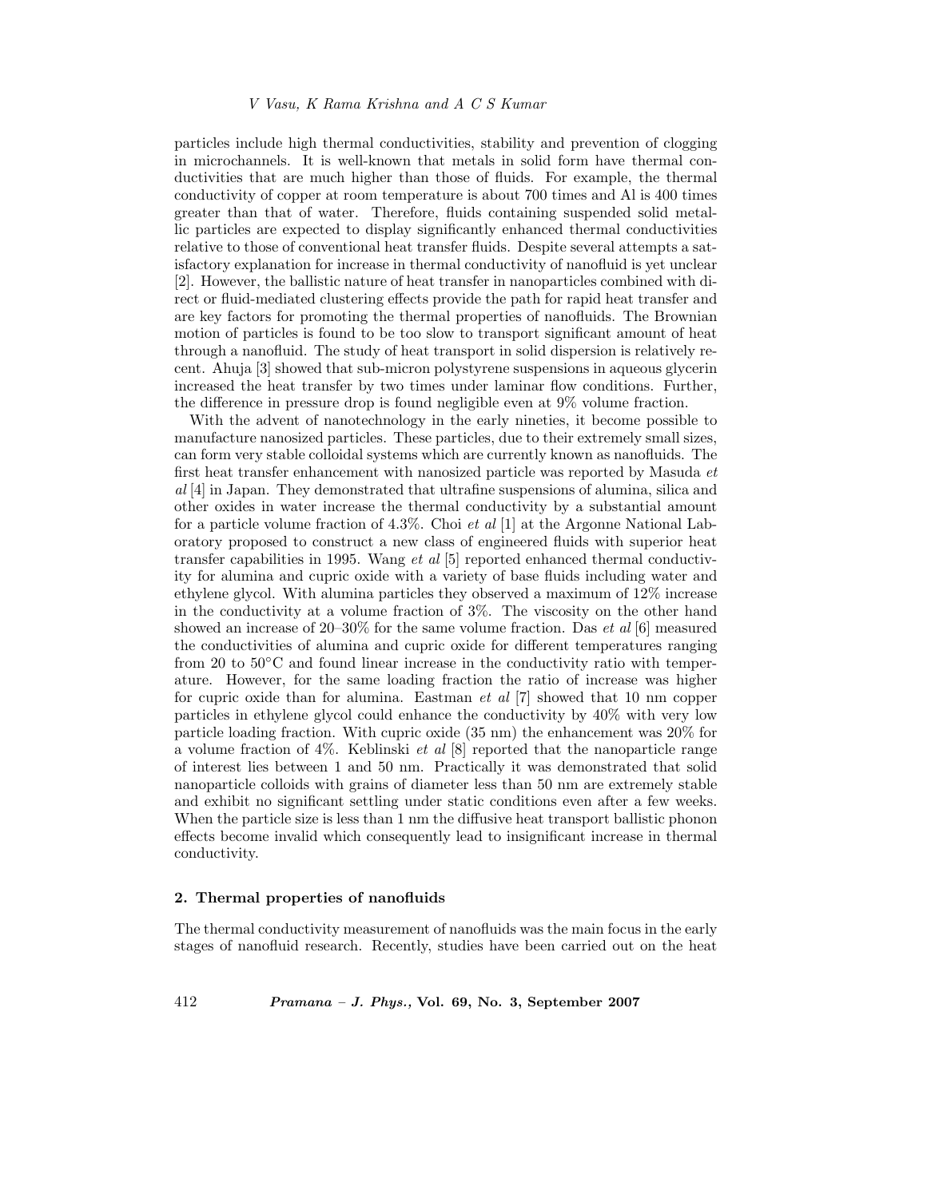particles include high thermal conductivities, stability and prevention of clogging in microchannels. It is well-known that metals in solid form have thermal conductivities that are much higher than those of fluids. For example, the thermal conductivity of copper at room temperature is about 700 times and Al is 400 times greater than that of water. Therefore, fluids containing suspended solid metallic particles are expected to display significantly enhanced thermal conductivities relative to those of conventional heat transfer fluids. Despite several attempts a satisfactory explanation for increase in thermal conductivity of nanofluid is yet unclear [2]. However, the ballistic nature of heat transfer in nanoparticles combined with direct or fluid-mediated clustering effects provide the path for rapid heat transfer and are key factors for promoting the thermal properties of nanofluids. The Brownian motion of particles is found to be too slow to transport significant amount of heat through a nanofluid. The study of heat transport in solid dispersion is relatively recent. Ahuja [3] showed that sub-micron polystyrene suspensions in aqueous glycerin increased the heat transfer by two times under laminar flow conditions. Further, the difference in pressure drop is found negligible even at 9% volume fraction.

With the advent of nanotechnology in the early nineties, it become possible to manufacture nanosized particles. These particles, due to their extremely small sizes, can form very stable colloidal systems which are currently known as nanofluids. The first heat transfer enhancement with nanosized particle was reported by Masuda *et al* [4] in Japan. They demonstrated that ultrafine suspensions of alumina, silica and other oxides in water increase the thermal conductivity by a substantial amount for a particle volume fraction of 4.3%. Choi *et al* [1] at the Argonne National Laboratory proposed to construct a new class of engineered fluids with superior heat transfer capabilities in 1995. Wang *et al* [5] reported enhanced thermal conductivity for alumina and cupric oxide with a variety of base fluids including water and ethylene glycol. With alumina particles they observed a maximum of 12% increase in the conductivity at a volume fraction of 3%. The viscosity on the other hand showed an increase of 20–30% for the same volume fraction. Das *et al* [6] measured the conductivities of alumina and cupric oxide for different temperatures ranging from 20 to 50°C and found linear increase in the conductivity ratio with temperature. However, for the same loading fraction the ratio of increase was higher for cupric oxide than for alumina. Eastman *et al* [7] showed that 10 nm copper particles in ethylene glycol could enhance the conductivity by 40% with very low particle loading fraction. With cupric oxide (35 nm) the enhancement was 20% for a volume fraction of 4%. Keblinski *et al* [8] reported that the nanoparticle range of interest lies between 1 and 50 nm. Practically it was demonstrated that solid nanoparticle colloids with grains of diameter less than 50 nm are extremely stable and exhibit no significant settling under static conditions even after a few weeks. When the particle size is less than 1 nm the diffusive heat transport ballistic phonon effects become invalid which consequently lead to insignificant increase in thermal conductivity.

## 2. Thermal properties of nanofluids

The thermal conductivity measurement of nanofluids was the main focus in the early stages of nanofluid research. Recently, studies have been carried out on the heat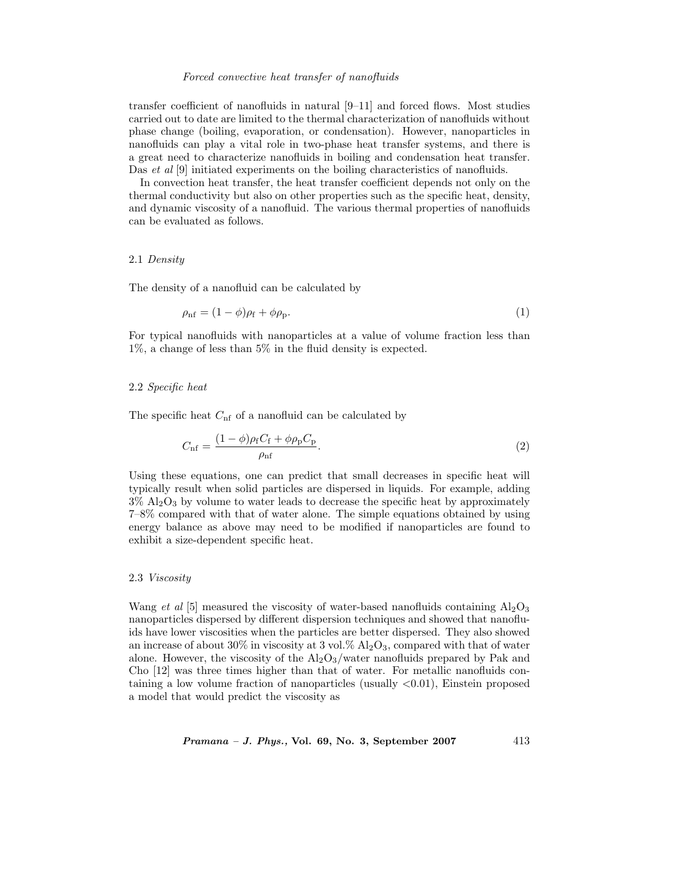transfer coefficient of nanofluids in natural [9–11] and forced flows. Most studies carried out to date are limited to the thermal characterization of nanofluids without phase change (boiling, evaporation, or condensation). However, nanoparticles in nanofluids can play a vital role in two-phase heat transfer systems, and there is a great need to characterize nanofluids in boiling and condensation heat transfer. Das *et al* [9] initiated experiments on the boiling characteristics of nanofluids.

In convection heat transfer, the heat transfer coefficient depends not only on the thermal conductivity but also on other properties such as the specific heat, density, and dynamic viscosity of a nanofluid. The various thermal properties of nanofluids can be evaluated as follows.

### 2.1 *Density*

The density of a nanofluid can be calculated by

$$\rho_{\mathrm{nf}} = (1-\phi)\rho_{\mathrm{f}} + \phi\rho_{\mathrm{p}}. \tag{1}$$

For typical nanofluids with nanoparticles at a value of volume fraction less than 1%, a change of less than 5% in the fluid density is expected.

### 2.2 *Specific heat*

The specific heat $C_{\mathrm{nf}}$ of a nanofluid can be calculated by

$$C_{\mathrm{nf}} = \frac{(1-\phi)\rho_{\mathrm{f}}C_{\mathrm{f}} + \phi\rho_{\mathrm{p}}C_{\mathrm{p}}}{\rho_{\mathrm{nf}}}. \tag{2}$$

Using these equations, one can predict that small decreases in specific heat will typically result when solid particles are dispersed in liquids. For example, adding 3% $Al_2O_3$ by volume to water leads to decrease the specific heat by approximately 7–8% compared with that of water alone. The simple equations obtained by using energy balance as above may need to be modified if nanoparticles are found to exhibit a size-dependent specific heat.

### 2.3 *Viscosity*

Wang *et al* [5] measured the viscosity of water-based nanofluids containing $Al_2O_3$ nanoparticles dispersed by different dispersion techniques and showed that nanofluids have lower viscosities when the particles are better dispersed. They also showed an increase of about 30% in viscosity at 3 vol.% $Al_2O_3$, compared with that of water alone. However, the viscosity of the $Al_2O_3$/water nanofluids prepared by Pak and Cho [12] was three times higher than that of water. For metallic nanofluids containing a low volume fraction of nanoparticles (usually <0.01), Einstein proposed a model that would predict the viscosity as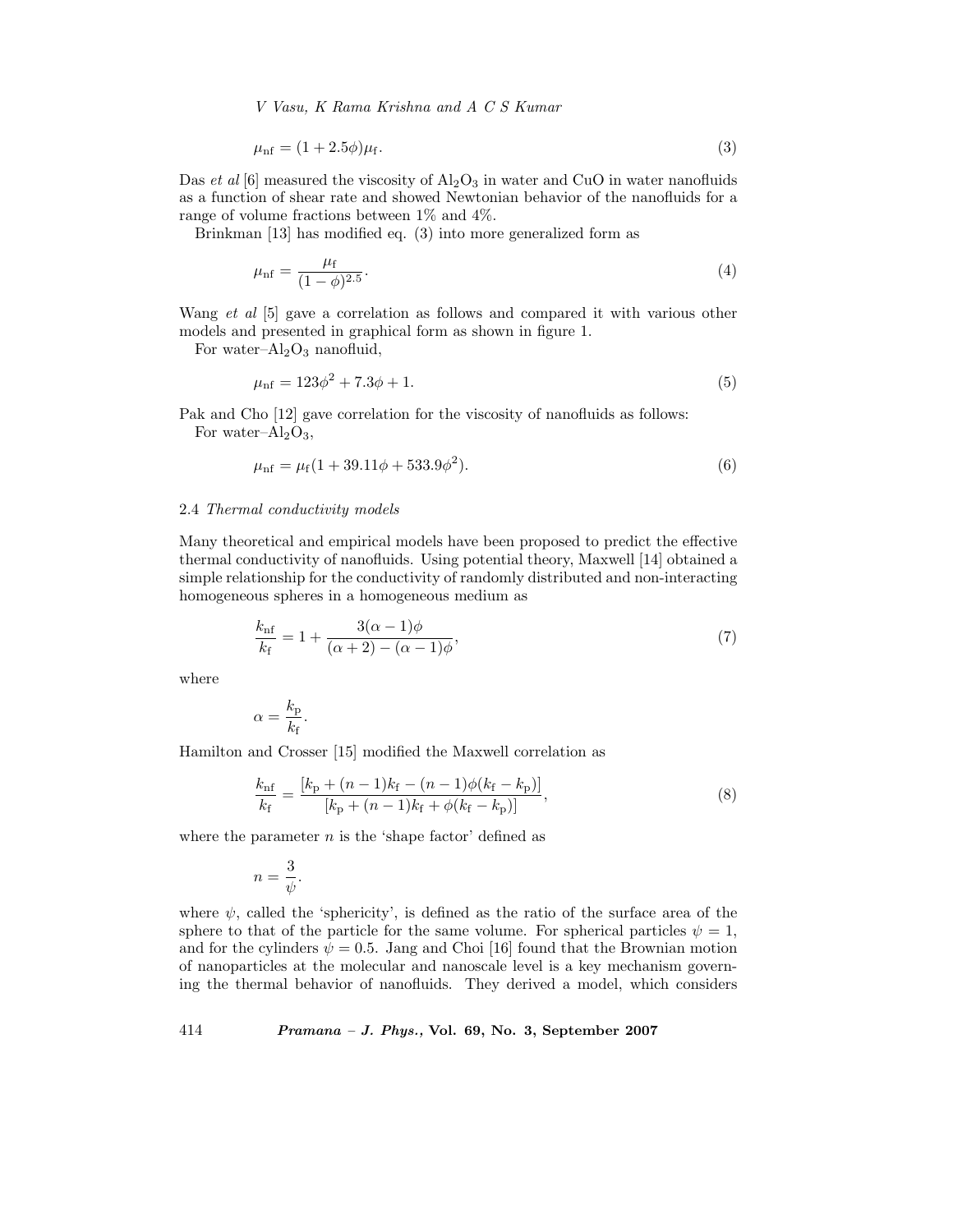$$\mu_{\rm nf} = (1 + 2.5\phi)\mu_{\rm f}. \tag{3}$$

Das *et al* [6] measured the viscosity of $Al_2O_3$ in water and CuO in water nanofluids as a function of shear rate and showed Newtonian behavior of the nanofluids for a range of volume fractions between 1% and 4%.

Brinkman [13] has modified eq. (3) into more generalized form as

$$\mu_{\rm nf} = \frac{\mu_{\rm f}}{(1-\phi)^{2.5}}. \tag{4}$$

Wang *et al* [5] gave a correlation as follows and compared it with various other models and presented in graphical form as shown in figure 1.

For water–$Al_2O_3$ nanofluid,

$$\mu_{\rm nf} = 123\phi^2 + 7.3\phi + 1. \tag{5}$$

Pak and Cho [12] gave correlation for the viscosity of nanofluids as follows:

For water–$Al_2O_3$,

$$\mu_{\rm nf} = \mu_{\rm f}(1 + 39.11\phi + 533.9\phi^2). \tag{6}$$

### 2.4 *Thermal conductivity models*

Many theoretical and empirical models have been proposed to predict the effective thermal conductivity of nanofluids. Using potential theory, Maxwell [14] obtained a simple relationship for the conductivity of randomly distributed and non-interacting homogeneous spheres in a homogeneous medium as

$$\frac{k_{\rm nf}}{k_{\rm f}} = 1 + \frac{3(\alpha - 1)\phi}{(\alpha + 2) - (\alpha - 1)\phi}, \tag{7}$$

where

$$\alpha = \frac{k_{\rm p}}{k_{\rm f}}.$$

Hamilton and Crosser [15] modified the Maxwell correlation as

$$\frac{k_{\rm nf}}{k_{\rm f}} = \frac{[k_{\rm p} + (n-1)k_{\rm f} - (n-1)\phi(k_{\rm f} - k_{\rm p})]}{[k_{\rm p} + (n-1)k_{\rm f} + \phi(k_{\rm f} - k_{\rm p})]}, \tag{8}$$

where the parameter $n$ is the 'shape factor' defined as

$$n = \frac{3}{\psi}.$$

where $\psi$, called the 'sphericity', is defined as the ratio of the surface area of the sphere to that of the particle for the same volume. For spherical particles $\psi = 1$, and for the cylinders $\psi = 0.5$. Jang and Choi [16] found that the Brownian motion of nanoparticles at the molecular and nanoscale level is a key mechanism governing the thermal behavior of nanofluids. They derived a model, which considers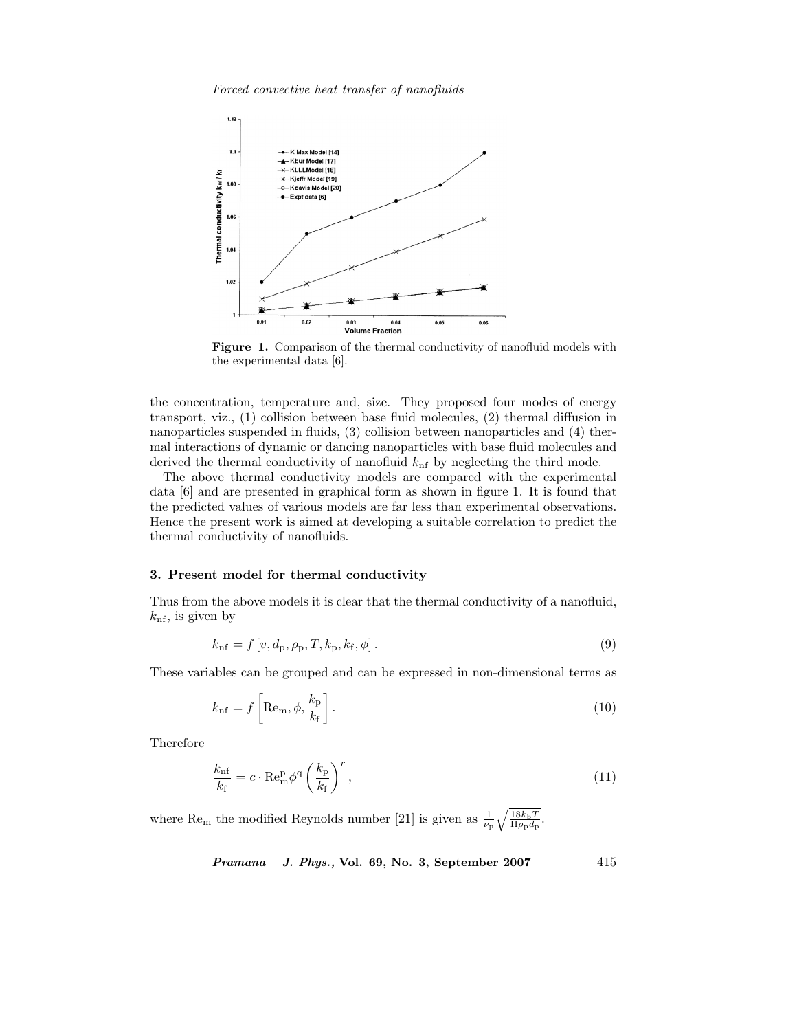**Figure 1.** Comparison of the thermal conductivity of nanofluid models with the experimental data [6].

the concentration, temperature and, size. They proposed four modes of energy transport, viz., (1) collision between base fluid molecules, (2) thermal diffusion in nanoparticles suspended in fluids, (3) collision between nanoparticles and (4) thermal interactions of dynamic or dancing nanoparticles with base fluid molecules and derived the thermal conductivity of nanofluid $k_{\mathrm{nf}}$ by neglecting the third mode.

The above thermal conductivity models are compared with the experimental data [6] and are presented in graphical form as shown in figure 1. It is found that the predicted values of various models are far less than experimental observations. Hence the present work is aimed at developing a suitable correlation to predict the thermal conductivity of nanofluids.

### 3. Present model for thermal conductivity

Thus from the above models it is clear that the thermal conductivity of a nanofluid, $k_{\mathrm{nf}}$, is given by

$$k_{\mathrm{nf}} = f\left[v, d_{\mathrm{p}}, \rho_{\mathrm{p}}, T, k_{\mathrm{p}}, k_{\mathrm{f}}, \phi\right]. \tag{9}$$

These variables can be grouped and can be expressed in non-dimensional terms as

$$k_{\mathrm{nf}} = f\left[\mathrm{Re}_{\mathrm{m}}, \phi, \frac{k_{\mathrm{p}}}{k_{\mathrm{f}}}\right]. \tag{10}$$

Therefore

$$\frac{k_{\mathrm{nf}}}{k_{\mathrm{f}}} = c \cdot \mathrm{Re}_{\mathrm{m}}^{\mathrm{p}} \phi^{\mathrm{q}} \left(\frac{k_{\mathrm{p}}}{k_{\mathrm{f}}}\right)^{r}, \tag{11}$$

where $\mathrm{Re}_{\mathrm{m}}$ the modified Reynolds number [21] is given as $\frac{1}{\nu_{\mathrm{p}}}\sqrt{\frac{18 k_{\mathrm{b}} T}{\Pi \rho_{\mathrm{p}} d_{\mathrm{p}}}}$.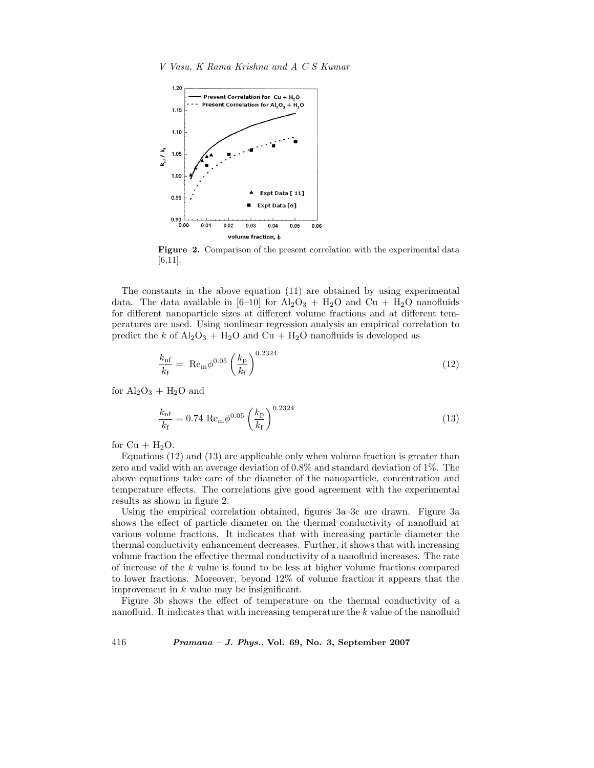**Figure 2.** Comparison of the present correlation with the experimental data [6,11].

The constants in the above equation (11) are obtained by using experimental data. The data available in [6–10] for $Al_2O_3$ + $H_2O$ and Cu + $H_2O$ nanofluids for different nanoparticle sizes at different volume fractions and at different temperatures are used. Using nonlinear regression analysis an empirical correlation to predict the $k$ of $Al_2O_3$ + $H_2O$ and Cu + $H_2O$ nanofluids is developed as

$$\frac{k_{\mathrm{nf}}}{k_{\mathrm{f}}} = \mathrm{Re_m}\phi^{0.05}\left(\frac{k_{\mathrm{p}}}{k_{\mathrm{f}}}\right)^{0.2324} \tag{12}$$

for $Al_2O_3$ + $H_2O$ and

$$\frac{k_{\mathrm{nf}}}{k_{\mathrm{f}}} = 0.74\ \mathrm{Re_m}\phi^{0.05}\left(\frac{k_{\mathrm{p}}}{k_{\mathrm{f}}}\right)^{0.2324} \tag{13}$$

for Cu + $H_2O$.

Equations (12) and (13) are applicable only when volume fraction is greater than zero and valid with an average deviation of 0.8% and standard deviation of 1%. The above equations take care of the diameter of the nanoparticle, concentration and temperature effects. The correlations give good agreement with the experimental results as shown in figure 2.

Using the empirical correlation obtained, figures 3a–3c are drawn. Figure 3a shows the effect of particle diameter on the thermal conductivity of nanofluid at various volume fractions. It indicates that with increasing particle diameter the thermal conductivity enhancement decreases. Further, it shows that with increasing volume fraction the effective thermal conductivity of a nanofluid increases. The rate of increase of the $k$ value is found to be less at higher volume fractions compared to lower fractions. Moreover, beyond 12% of volume fraction it appears that the improvement in $k$ value may be insignificant.

Figure 3b shows the effect of temperature on the thermal conductivity of a nanofluid. It indicates that with increasing temperature the $k$ value of the nanofluid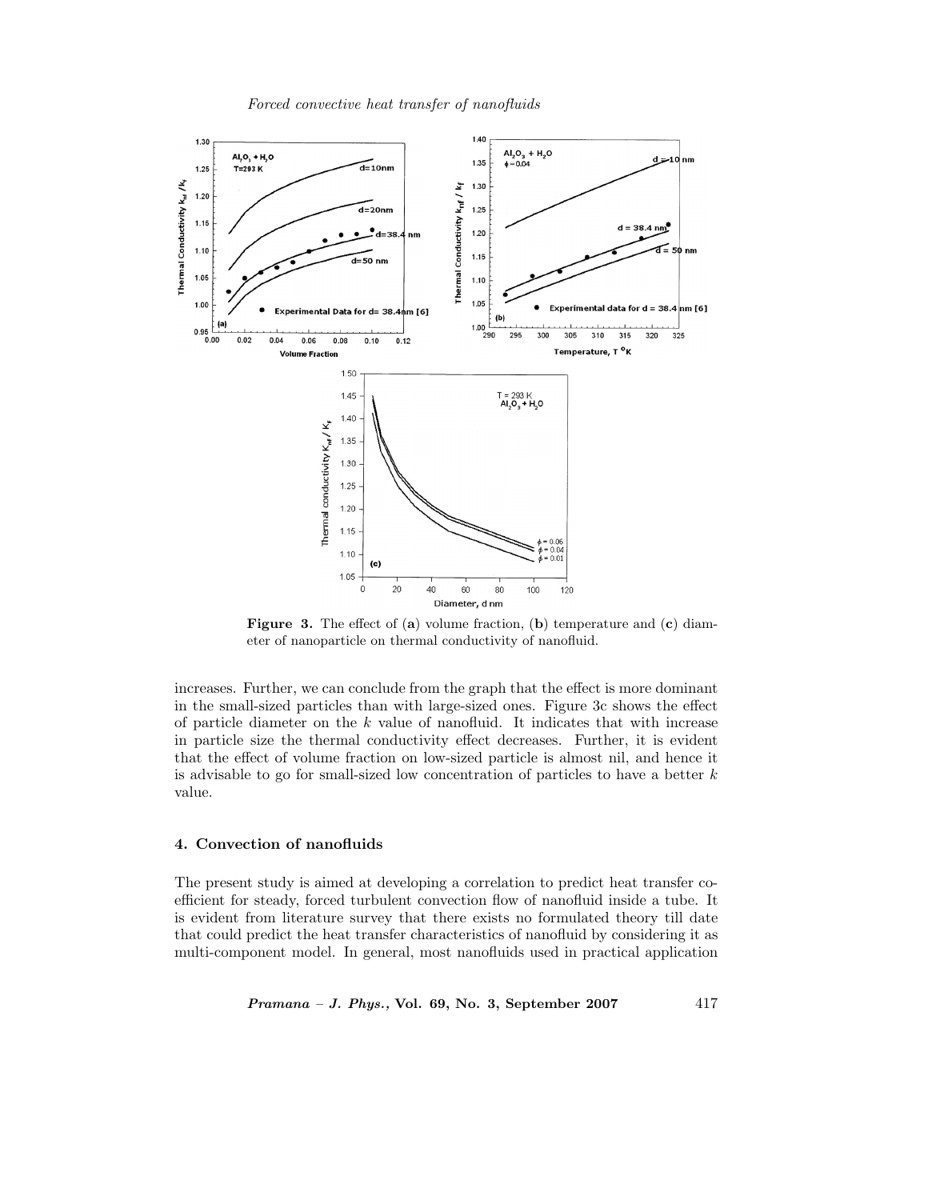**Figure 3.** The effect of (**a**) volume fraction, (**b**) temperature and (**c**) diameter of nanoparticle on thermal conductivity of nanofluid.

increases. Further, we can conclude from the graph that the effect is more dominant in the small-sized particles than with large-sized ones. Figure 3c shows the effect of particle diameter on the $k$ value of nanofluid. It indicates that with increase in particle size the thermal conductivity effect decreases. Further, it is evident that the effect of volume fraction on low-sized particle is almost nil, and hence it is advisable to go for small-sized low concentration of particles to have a better $k$ value.

## 4. Convection of nanofluids

The present study is aimed at developing a correlation to predict heat transfer coefficient for steady, forced turbulent convection flow of nanofluid inside a tube. It is evident from literature survey that there exists no formulated theory till date that could predict the heat transfer characteristics of nanofluid by considering it as multi-component model. In general, most nanofluids used in practical application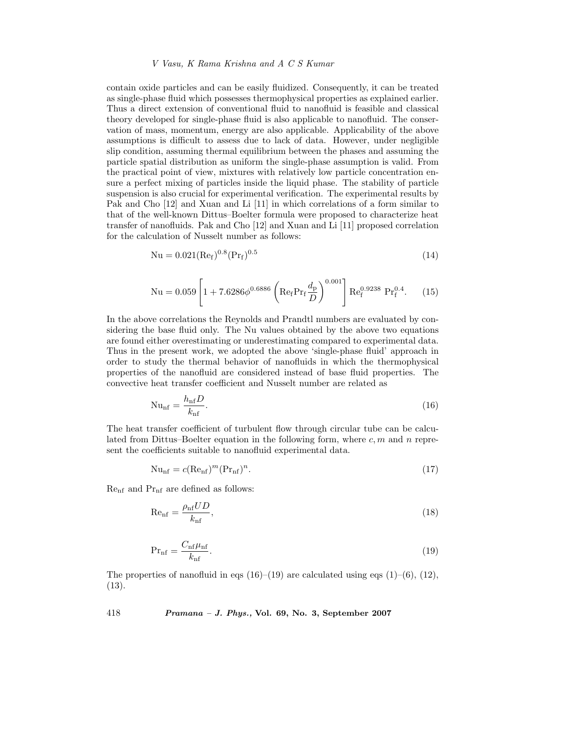contain oxide particles and can be easily fluidized. Consequently, it can be treated as single-phase fluid which possesses thermophysical properties as explained earlier. Thus a direct extension of conventional fluid to nanofluid is feasible and classical theory developed for single-phase fluid is also applicable to nanofluid. The conservation of mass, momentum, energy are also applicable. Applicability of the above assumptions is difficult to assess due to lack of data. However, under negligible slip condition, assuming thermal equilibrium between the phases and assuming the particle spatial distribution as uniform the single-phase assumption is valid. From the practical point of view, mixtures with relatively low particle concentration ensure a perfect mixing of particles inside the liquid phase. The stability of particle suspension is also crucial for experimental verification. The experimental results by Pak and Cho [12] and Xuan and Li [11] in which correlations of a form similar to that of the well-known Dittus–Boelter formula were proposed to characterize heat transfer of nanofluids. Pak and Cho [12] and Xuan and Li [11] proposed correlation for the calculation of Nusselt number as follows:

$$\mathrm{Nu} = 0.021(\mathrm{Re_f})^{0.8}(\mathrm{Pr_f})^{0.5} \tag{14}$$

$$\mathrm{Nu} = 0.059\left[1 + 7.6286\phi^{0.6886}\left(\mathrm{Re_f}\mathrm{Pr_f}\frac{d_\mathrm{p}}{D}\right)^{0.001}\right]\mathrm{Re_f}^{0.9238}\ \mathrm{Pr_f}^{0.4}. \tag{15}$$

In the above correlations the Reynolds and Prandtl numbers are evaluated by considering the base fluid only. The Nu values obtained by the above two equations are found either overestimating or underestimating compared to experimental data. Thus in the present work, we adopted the above 'single-phase fluid' approach in order to study the thermal behavior of nanofluids in which the thermophysical properties of the nanofluid are considered instead of base fluid properties. The convective heat transfer coefficient and Nusselt number are related as

$$\mathrm{Nu_{nf}} = \frac{h_\mathrm{nf}D}{k_\mathrm{nf}}. \tag{16}$$

The heat transfer coefficient of turbulent flow through circular tube can be calculated from Dittus–Boelter equation in the following form, where $c, m$ and $n$ represent the coefficients suitable to nanofluid experimental data.

$$\mathrm{Nu_{nf}} = c(\mathrm{Re_{nf}})^m(\mathrm{Pr_{nf}})^n. \tag{17}$$

$\mathrm{Re_{nf}}$ and $\mathrm{Pr_{nf}}$ are defined as follows:

$$\mathrm{Re_{nf}} = \frac{\rho_\mathrm{nf}UD}{k_\mathrm{nf}}, \tag{18}$$

$$\mathrm{Pr_{nf}} = \frac{C_\mathrm{nf}\mu_\mathrm{nf}}{k_\mathrm{nf}}. \tag{19}$$

The properties of nanofluid in eqs (16)–(19) are calculated using eqs (1)–(6), (12), (13).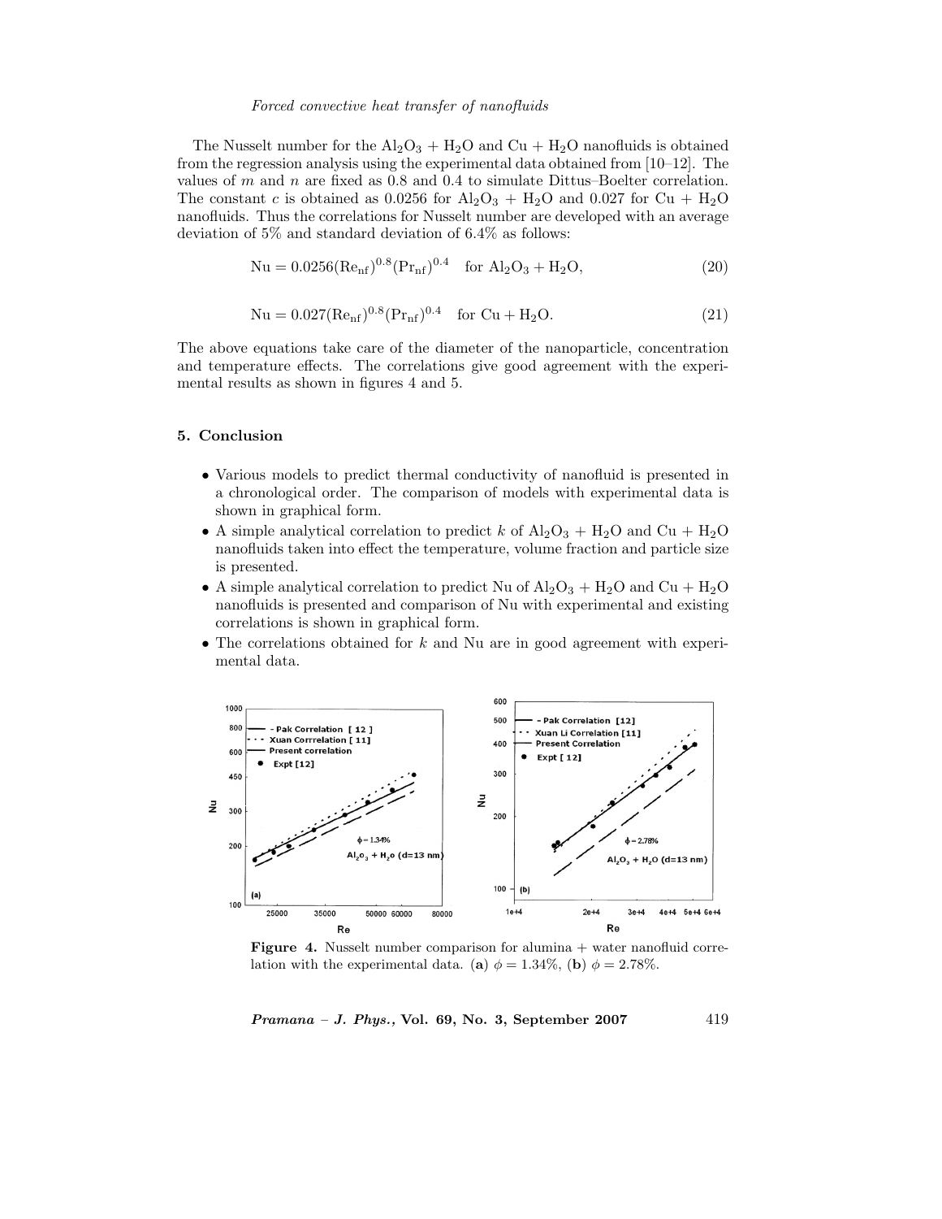The Nusselt number for the $Al_2O_3 + H_2O$ and $Cu + H_2O$ nanofluids is obtained from the regression analysis using the experimental data obtained from [10–12]. The values of $m$ and $n$ are fixed as 0.8 and 0.4 to simulate Dittus–Boelter correlation. The constant $c$ is obtained as 0.0256 for $Al_2O_3 + H_2O$ and 0.027 for $Cu + H_2O$ nanofluids. Thus the correlations for Nusselt number are developed with an average deviation of 5% and standard deviation of 6.4% as follows:

$$\mathrm{Nu} = 0.0256(\mathrm{Re}_{\mathrm{nf}})^{0.8}(\mathrm{Pr}_{\mathrm{nf}})^{0.4} \quad \text{for } \mathrm{Al_2O_3 + H_2O}, \tag{20}$$

$$\mathrm{Nu} = 0.027(\mathrm{Re}_{\mathrm{nf}})^{0.8}(\mathrm{Pr}_{\mathrm{nf}})^{0.4} \quad \text{for } \mathrm{Cu + H_2O}. \tag{21}$$

The above equations take care of the diameter of the nanoparticle, concentration and temperature effects. The correlations give good agreement with the experimental results as shown in figures 4 and 5.

## 5. Conclusion

- Various models to predict thermal conductivity of nanofluid is presented in a chronological order. The comparison of models with experimental data is shown in graphical form.
- A simple analytical correlation to predict $k$ of $Al_2O_3 + H_2O$ and $Cu + H_2O$ nanofluids taken into effect the temperature, volume fraction and particle size is presented.
- A simple analytical correlation to predict Nu of $Al_2O_3 + H_2O$ and $Cu + H_2O$ nanofluids is presented and comparison of Nu with experimental and existing correlations is shown in graphical form.
- The correlations obtained for $k$ and Nu are in good agreement with experimental data.

**Figure 4.** Nusselt number comparison for alumina + water nanofluid correlation with the experimental data. (**a**) $\phi = 1.34\%$, (**b**) $\phi = 2.78\%$.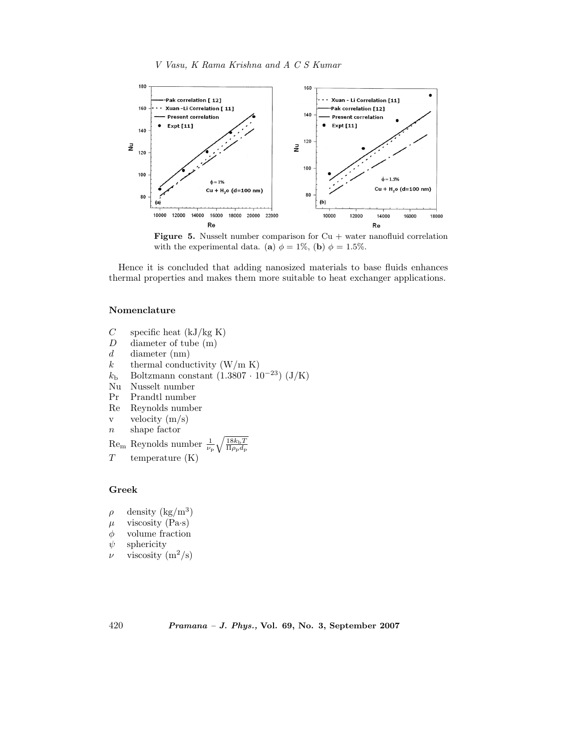Figure 5. Nusselt number comparison for Cu + water nanofluid correlation with the experimental data. (a) $\phi = 1\%$, (b) $\phi = 1.5\%$.

Hence it is concluded that adding nanosized materials to base fluids enhances thermal properties and makes them more suitable to heat exchanger applications.

## Nomenclature

- $C$ specific heat (kJ/kg K)
- $D$ diameter of tube (m)
- $d$ diameter (nm)
- $k$ thermal conductivity (W/m K)
- $k_b$ Boltzmann constant $(1.3807 \cdot 10^{-23})$ (J/K)
- Nu Nusselt number
- Pr Prandtl number
- Re Reynolds number
- v velocity (m/s)
- $n$ shape factor
- $\mathrm{Re_m}$ Reynolds number $\frac{1}{\nu_p}\sqrt{\frac{18 k_b T}{\Pi \rho_p d_p}}$
- $T$ temperature (K)

## Greek

- $\rho$ density (kg/m$^3$)
- $\mu$ viscosity (Pa·s)
- $\phi$ volume fraction
- $\psi$ sphericity
- $\nu$ viscosity (m$^2$/s)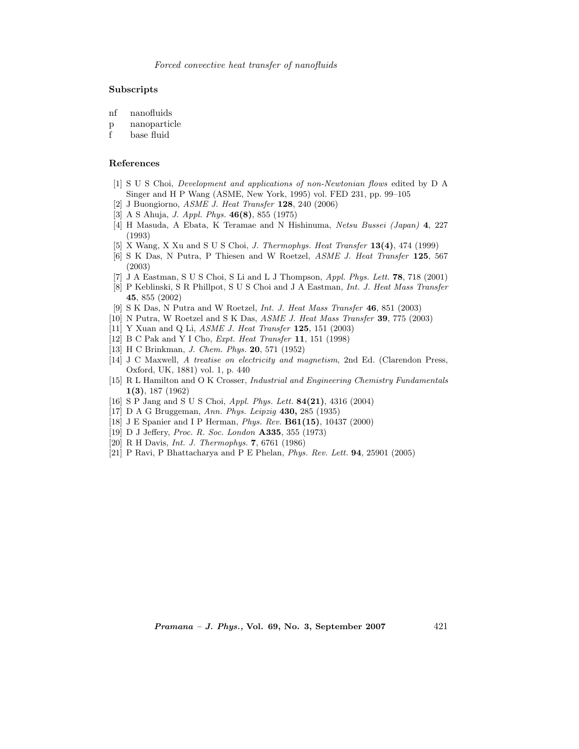### Subscripts

nf nanofluids
p nanoparticle
f base fluid

### References

[1] S U S Choi, *Development and applications of non-Newtonian flows* edited by D A Singer and H P Wang (ASME, New York, 1995) vol. FED 231, pp. 99–105

[2] J Buongiorno, *ASME J. Heat Transfer* **128**, 240 (2006)

[3] A S Ahuja, *J. Appl. Phys.* **46(8)**, 855 (1975)

[4] H Masuda, A Ebata, K Teramae and N Hishinuma, *Netsu Bussei (Japan)* **4**, 227 (1993)

[5] X Wang, X Xu and S U S Choi, *J. Thermophys. Heat Transfer* **13(4)**, 474 (1999)

[6] S K Das, N Putra, P Thiesen and W Roetzel, *ASME J. Heat Transfer* **125**, 567 (2003)

[7] J A Eastman, S U S Choi, S Li and L J Thompson, *Appl. Phys. Lett.* **78**, 718 (2001)

[8] P Keblinski, S R Phillpot, S U S Choi and J A Eastman, *Int. J. Heat Mass Transfer* **45**, 855 (2002)

[9] S K Das, N Putra and W Roetzel, *Int. J. Heat Mass Transfer* **46**, 851 (2003)

[10] N Putra, W Roetzel and S K Das, *ASME J. Heat Mass Transfer* **39**, 775 (2003)

[11] Y Xuan and Q Li, *ASME J. Heat Transfer* **125**, 151 (2003)

[12] B C Pak and Y I Cho, *Expt. Heat Transfer* **11**, 151 (1998)

[13] H C Brinkman, *J. Chem. Phys.* **20**, 571 (1952)

[14] J C Maxwell, *A treatise on electricity and magnetism*, 2nd Ed. (Clarendon Press, Oxford, UK, 1881) vol. 1, p. 440

[15] R L Hamilton and O K Crosser, *Industrial and Engineering Chemistry Fundamentals* **1(3)**, 187 (1962)

[16] S P Jang and S U S Choi, *Appl. Phys. Lett.* **84(21)**, 4316 (2004)

[17] D A G Bruggeman, *Ann. Phys. Leipzig* **430,** 285 (1935)

[18] J E Spanier and I P Herman, *Phys. Rev.* **B61(15)**, 10437 (2000)

[19] D J Jeffery, *Proc. R. Soc. London* **A335**, 355 (1973)

[20] R H Davis, *Int. J. Thermophys.* **7**, 6761 (1986)

[21] P Ravi, P Bhattacharya and P E Phelan, *Phys. Rev. Lett.* **94**, 25901 (2005)